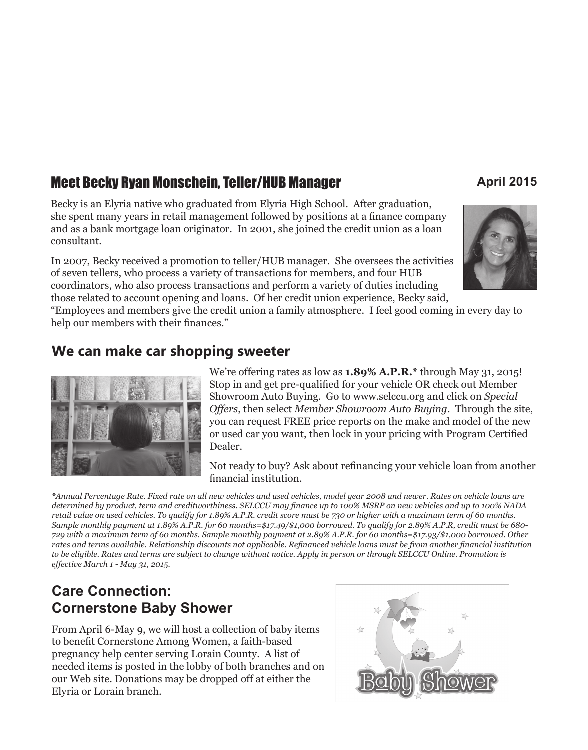## Meet Becky Ryan Monschein, Teller/HUB Manager

**April 2015**

Becky is an Elyria native who graduated from Elyria High School. After graduation, she spent many years in retail management followed by positions at a finance company and as a bank mortgage loan originator. In 2001, she joined the credit union as a loan consultant.

In 2007, Becky received a promotion to teller/HUB manager. She oversees the activities of seven tellers, who process a variety of transactions for members, and four HUB coordinators, who also process transactions and perform a variety of duties including those related to account opening and loans. Of her credit union experience, Becky said, "Employees and members give the credit union a family atmosphere. I feel good coming in every day to help our members with their finances."

## We can make car shopping sweeter

We're offering rates as low as **1.89% A.P.R.*** through May 31, 2015! Stop in and get pre-qualified for your vehicle OR check out Member Showroom Auto Buying. Go to www.selccu.org and click on *Special Offers*, then select *Member Showroom Auto Buying*. Through the site, you can request FREE price reports on the make and model of the new or used car you want, then lock in your pricing with Program Certified Dealer.

Not ready to buy? Ask about refinancing your vehicle loan from another financial institution.

*\*Annual Percentage Rate. Fixed rate on all new vehicles and used vehicles, model year 2008 and newer. Rates on vehicle loans are determined by product, term and creditworthiness. SELCCU may finance up to 100% MSRP on new vehicles and up to 100% NADA retail value on used vehicles. To qualify for 1.89% A.P.R. credit score must be 730 or higher with a maximum term of 60 months. Sample monthly payment at 1.89% A.P.R. for 60 months=$17.49/$1,000 borrowed. To qualify for 2.89% A.P.R, credit must be 680-729 with a maximum term of 60 months. Sample monthly payment at 2.89% A.P.R. for 60 months=$17.93/$1,000 borrowed. Other rates and terms available. Relationship discounts not applicable. Refinanced vehicle loans must be from another financial institution to be eligible. Rates and terms are subject to change without notice. Apply in person or through SELCCU Online. Promotion is effective March 1 - May 31, 2015.*

## Care Connection: Cornerstone Baby Shower

From April 6-May 9, we will host a collection of baby items to benefit Cornerstone Among Women, a faith-based pregnancy help center serving Lorain County. A list of needed items is posted in the lobby of both branches and on our Web site. Donations may be dropped off at either the Elyria or Lorain branch.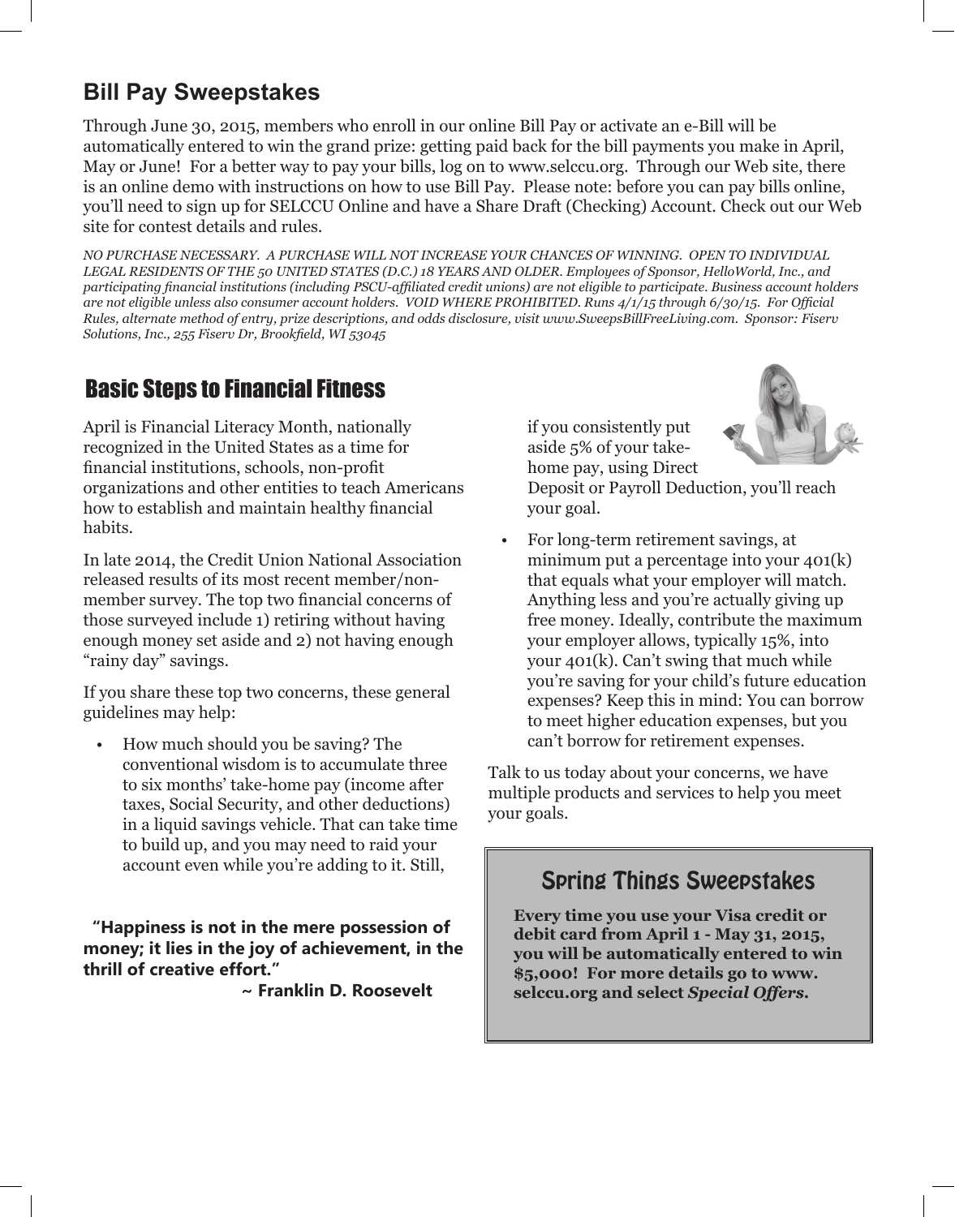## Bill Pay Sweepstakes

Through June 30, 2015, members who enroll in our online Bill Pay or activate an e-Bill will be automatically entered to win the grand prize: getting paid back for the bill payments you make in April, May or June! For a better way to pay your bills, log on to www.selccu.org. Through our Web site, there is an online demo with instructions on how to use Bill Pay. Please note: before you can pay bills online, you'll need to sign up for SELCCU Online and have a Share Draft (Checking) Account. Check out our Web site for contest details and rules.

*NO PURCHASE NECESSARY. A PURCHASE WILL NOT INCREASE YOUR CHANCES OF WINNING. OPEN TO INDIVIDUAL LEGAL RESIDENTS OF THE 50 UNITED STATES (D.C.) 18 YEARS AND OLDER. Employees of Sponsor, HelloWorld, Inc., and participating financial institutions (including PSCU-affiliated credit unions) are not eligible to participate. Business account holders are not eligible unless also consumer account holders. VOID WHERE PROHIBITED. Runs 4/1/15 through 6/30/15. For Official Rules, alternate method of entry, prize descriptions, and odds disclosure, visit www.SweepsBillFreeLiving.com. Sponsor: Fiserv Solutions, Inc., 255 Fiserv Dr, Brookfield, WI 53045*

## Basic Steps to Financial Fitness

April is Financial Literacy Month, nationally recognized in the United States as a time for financial institutions, schools, non-profit organizations and other entities to teach Americans how to establish and maintain healthy financial habits.

In late 2014, the Credit Union National Association released results of its most recent member/non-member survey. The top two financial concerns of those surveyed include 1) retiring without having enough money set aside and 2) not having enough "rainy day" savings.

If you share these top two concerns, these general guidelines may help:

- How much should you be saving? The conventional wisdom is to accumulate three to six months' take-home pay (income after taxes, Social Security, and other deductions) in a liquid savings vehicle. That can take time to build up, and you may need to raid your account even while you're adding to it. Still, if you consistently put aside 5% of your take-home pay, using Direct Deposit or Payroll Deduction, you'll reach your goal.
- For long-term retirement savings, at minimum put a percentage into your 401(k) that equals what your employer will match. Anything less and you're actually giving up free money. Ideally, contribute the maximum your employer allows, typically 15%, into your 401(k). Can't swing that much while you're saving for your child's future education expenses? Keep this in mind: You can borrow to meet higher education expenses, but you can't borrow for retirement expenses.

Talk to us today about your concerns, we have multiple products and services to help you meet your goals.

**"Happiness is not in the mere possession of money; it lies in the joy of achievement, in the thrill of creative effort."**

**~ Franklin D. Roosevelt**

## Spring Things Sweepstakes

**Every time you use your Visa credit or debit card from April 1 - May 31, 2015, you will be automatically entered to win $5,000! For more details go to www.selccu.org and select *Special Offers*.**